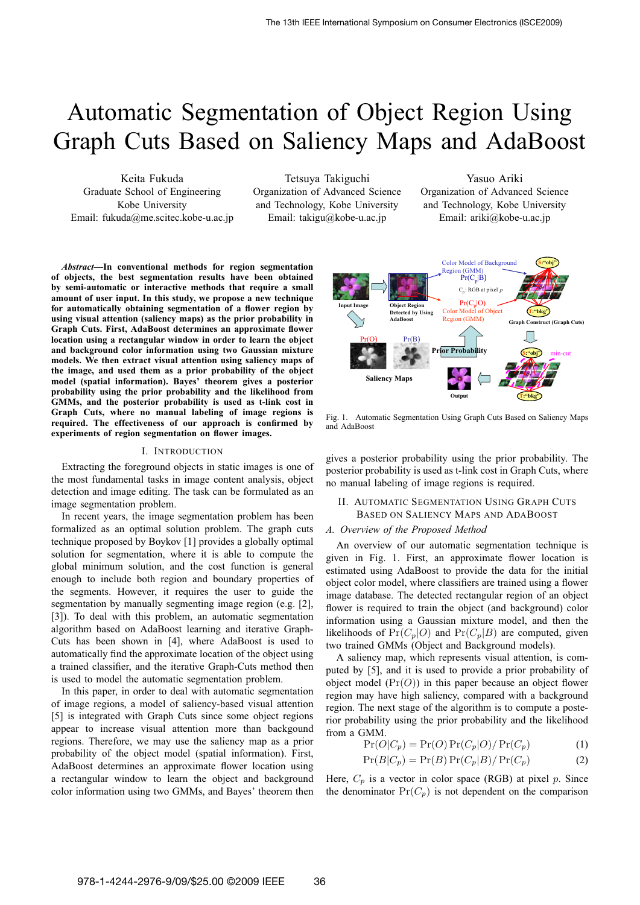# Automatic Segmentation of Object Region Using Graph Cuts Based on Saliency Maps and AdaBoost

Keita Fukuda
Graduate School of Engineering
Kobe University
Email: fukuda@me.scitec.kobe-u.ac.jp

Tetsuya Takiguchi
Organization of Advanced Science and Technology, Kobe University
Email: takigu@kobe-u.ac.jp

Yasuo Ariki
Organization of Advanced Science and Technology, Kobe University
Email: ariki@kobe-u.ac.jp

***Abstract*—In conventional methods for region segmentation of objects, the best segmentation results have been obtained by semi-automatic or interactive methods that require a small amount of user input. In this study, we propose a new technique for automatically obtaining segmentation of a flower region by using visual attention (saliency maps) as the prior probability in Graph Cuts. First, AdaBoost determines an approximate flower location using a rectangular window in order to learn the object and background color information using two Gaussian mixture models. We then extract visual attention using saliency maps of the image, and used them as a prior probability of the object model (spatial information). Bayes' theorem gives a posterior probability using the prior probability and the likelihood from GMMs, and the posterior probability is used as t-link cost in Graph Cuts, where no manual labeling of image regions is required. The effectiveness of our approach is confirmed by experiments of region segmentation on flower images.**

## I. Introduction

Extracting the foreground objects in static images is one of the most fundamental tasks in image content analysis, object detection and image editing. The task can be formulated as an image segmentation problem.

In recent years, the image segmentation problem has been formalized as an optimal solution problem. The graph cuts technique proposed by Boykov [1] provides a globally optimal solution for segmentation, where it is able to compute the global minimum solution, and the cost function is general enough to include both region and boundary properties of the segments. However, it requires the user to guide the segmentation by manually segmenting image region (e.g. [2], [3]). To deal with this problem, an automatic segmentation algorithm based on AdaBoost learning and iterative Graph-Cuts has been shown in [4], where AdaBoost is used to automatically find the approximate location of the object using a trained classifier, and the iterative Graph-Cuts method then is used to model the automatic segmentation problem.

In this paper, in order to deal with automatic segmentation of image regions, a model of saliency-based visual attention [5] is integrated with Graph Cuts since some object regions appear to increase visual attention more than background regions. Therefore, we may use the saliency map as a prior probability of the object model (spatial information). First, AdaBoost determines an approximate flower location using a rectangular window to learn the object and background color information using two GMMs, and Bayes' theorem then gives a posterior probability using the prior probability. The posterior probability is used as t-link cost in Graph Cuts, where no manual labeling of image regions is required.

Input Image
Object Region Detected by Using AdaBoost
Color Model of Background Region (GMM)
$\Pr(C_p|B)$
$C_p$: RGB at pixel $p$
$\Pr(C_p|O)$
Color Model of Object Region (GMM)
S:"obj"
T:"bkg"
Graph Construct (Graph Cuts)
Pr(O)
Pr(B)
Saliency Maps
Prior Probability
min-cut
Output

Fig. 1. Automatic Segmentation Using Graph Cuts Based on Saliency Maps and AdaBoost

## II. Automatic Segmentation Using Graph Cuts Based on Saliency Maps and AdaBoost

### *A. Overview of the Proposed Method*

An overview of our automatic segmentation technique is given in Fig. 1. First, an approximate flower location is estimated using AdaBoost to provide the data for the initial object color model, where classifiers are trained using a flower image database. The detected rectangular region of an object flower is required to train the object (and background) color information using a Gaussian mixture model, and then the likelihoods of $\Pr(C_p|O)$ and $\Pr(C_p|B)$ are computed, given two trained GMMs (Object and Background models).

A saliency map, which represents visual attention, is computed by [5], and it is used to provide a prior probability of object model ($\Pr(O)$) in this paper because an object flower region may have high saliency, compared with a background region. The next stage of the algorithm is to compute a posterior probability using the prior probability and the likelihood from a GMM.

$$\Pr(O|C_p) = \Pr(O)\Pr(C_p|O)/\Pr(C_p) \tag{1}$$

$$\Pr(B|C_p) = \Pr(B)\Pr(C_p|B)/\Pr(C_p) \tag{2}$$

Here, $C_p$ is a vector in color space (RGB) at pixel $p$. Since the denominator $\Pr(C_p)$ is not dependent on the comparison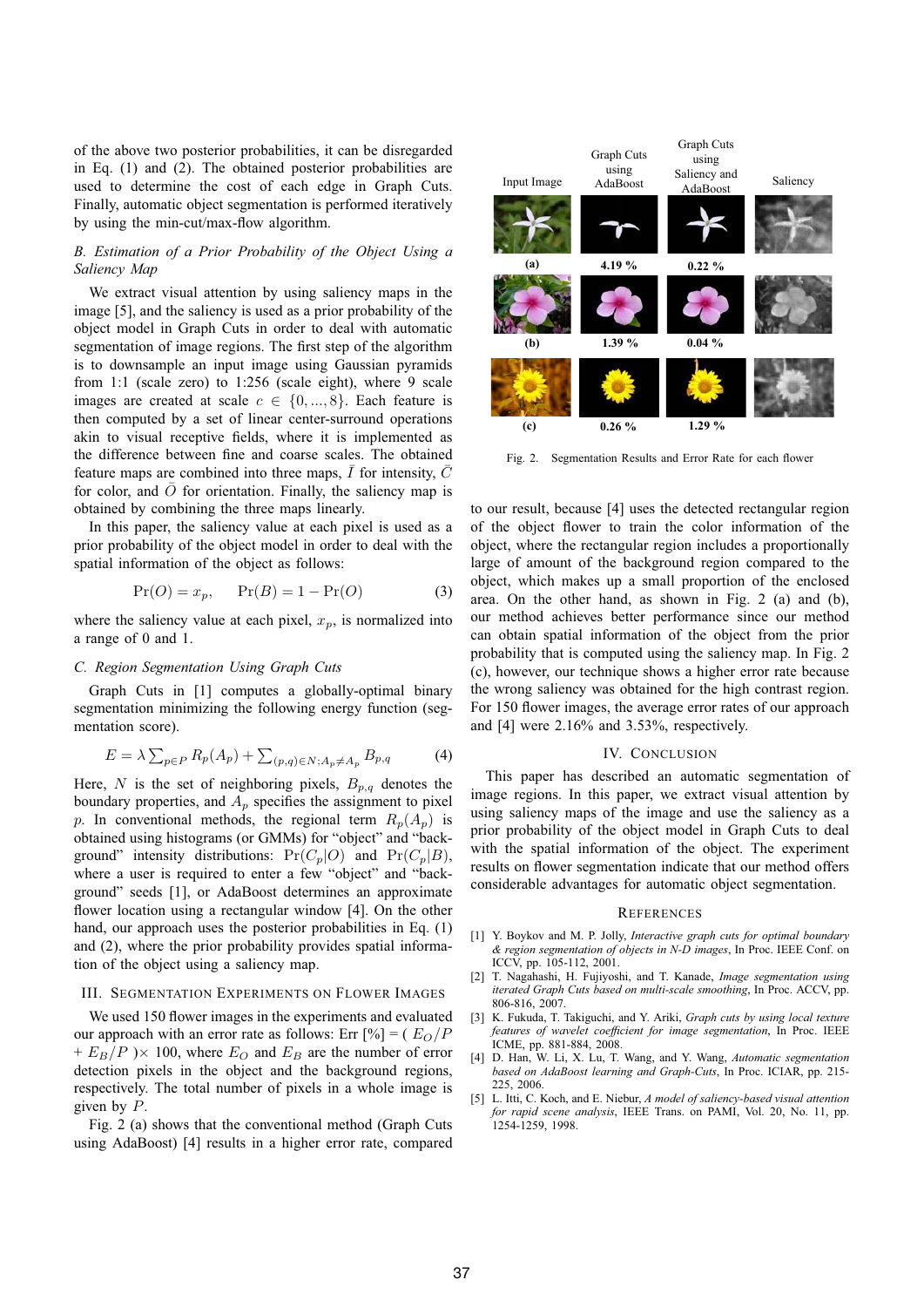of the above two posterior probabilities, it can be disregarded in Eq. (1) and (2). The obtained posterior probabilities are used to determine the cost of each edge in Graph Cuts. Finally, automatic object segmentation is performed iteratively by using the min-cut/max-flow algorithm.

### *B. Estimation of a Prior Probability of the Object Using a Saliency Map*

We extract visual attention by using saliency maps in the image [5], and the saliency is used as a prior probability of the object model in Graph Cuts in order to deal with automatic segmentation of image regions. The first step of the algorithm is to downsample an input image using Gaussian pyramids from 1:1 (scale zero) to 1:256 (scale eight), where 9 scale images are created at scale $c \in \{0, ..., 8\}$. Each feature is then computed by a set of linear center-surround operations akin to visual receptive fields, where it is implemented as the difference between fine and coarse scales. The obtained feature maps are combined into three maps, $\bar{I}$ for intensity, $\bar{C}$ for color, and $\bar{O}$ for orientation. Finally, the saliency map is obtained by combining the three maps linearly.

In this paper, the saliency value at each pixel is used as a prior probability of the object model in order to deal with the spatial information of the object as follows:

$$\Pr(O) = x_p, \quad \Pr(B) = 1 - \Pr(O) \tag{3}$$

where the saliency value at each pixel, $x_p$, is normalized into a range of 0 and 1.

### *C. Region Segmentation Using Graph Cuts*

Graph Cuts in [1] computes a globally-optimal binary segmentation minimizing the following energy function (segmentation score).

$$E = \lambda \sum_{p \in P} R_p(A_p) + \sum_{(p,q) \in N; A_p \neq A_p} B_{p,q} \tag{4}$$

Here, $N$ is the set of neighboring pixels, $B_{p,q}$ denotes the boundary properties, and $A_p$ specifies the assignment to pixel $p$. In conventional methods, the regional term $R_p(A_p)$ is obtained using histograms (or GMMs) for "object" and "background" intensity distributions: $\Pr(C_p|O)$ and $\Pr(C_p|B)$, where a user is required to enter a few "object" and "background" seeds [1], or AdaBoost determines an approximate flower location using a rectangular window [4]. On the other hand, our approach uses the posterior probabilities in Eq. (1) and (2), where the prior probability provides spatial information of the object using a saliency map.

## III. Segmentation Experiments on Flower Images

We used 150 flower images in the experiments and evaluated our approach with an error rate as follows: Err [%] = ( $E_O/P$ + $E_B/P$ )$\times$ 100, where $E_O$ and $E_B$ are the number of error detection pixels in the object and the background regions, respectively. The total number of pixels in a whole image is given by $P$.

Fig. 2 (a) shows that the conventional method (Graph Cuts using AdaBoost) [4] results in a higher error rate, compared to our result, because [4] uses the detected rectangular region of the object flower to train the color information of the object, where the rectangular region includes a proportionally large of amount of the background region compared to the object, which makes up a small proportion of the enclosed area. On the other hand, as shown in Fig. 2 (a) and (b), our method achieves better performance since our method can obtain spatial information of the object from the prior probability that is computed using the saliency map. In Fig. 2 (c), however, our technique shows a higher error rate because the wrong saliency was obtained for the high contrast region. For 150 flower images, the average error rates of our approach and [4] were 2.16% and 3.53%, respectively.

Input Image | Graph Cuts using AdaBoost | Graph Cuts using Saliency and AdaBoost | Saliency

(a) 4.19 % 0.22 %

(b) 1.39 % 0.04 %

(c) 0.26 % 1.29 %

Fig. 2. Segmentation Results and Error Rate for each flower

## IV. Conclusion

This paper has described an automatic segmentation of image regions. In this paper, we extract visual attention by using saliency maps of the image and use the saliency as a prior probability of the object model in Graph Cuts to deal with the spatial information of the object. The experiment results on flower segmentation indicate that our method offers considerable advantages for automatic object segmentation.

## References

[1] Y. Boykov and M. P. Jolly, *Interactive graph cuts for optimal boundary & region segmentation of objects in N-D images*, In Proc. IEEE Conf. on ICCV, pp. 105-112, 2001.

[2] T. Nagahashi, H. Fujiyoshi, and T. Kanade, *Image segmentation using iterated Graph Cuts based on multi-scale smoothing*, In Proc. ACCV, pp. 806-816, 2007.

[3] K. Fukuda, T. Takiguchi, and Y. Ariki, *Graph cuts by using local texture features of wavelet coefficient for image segmentation*, In Proc. IEEE ICME, pp. 881-884, 2008.

[4] D. Han, W. Li, X. Lu, T. Wang, and Y. Wang, *Automatic segmentation based on AdaBoost learning and Graph-Cuts*, In Proc. ICIAR, pp. 215-225, 2006.

[5] L. Itti, C. Koch, and E. Niebur, *A model of saliency-based visual attention for rapid scene analysis*, IEEE Trans. on PAMI, Vol. 20, No. 11, pp. 1254-1259, 1998.